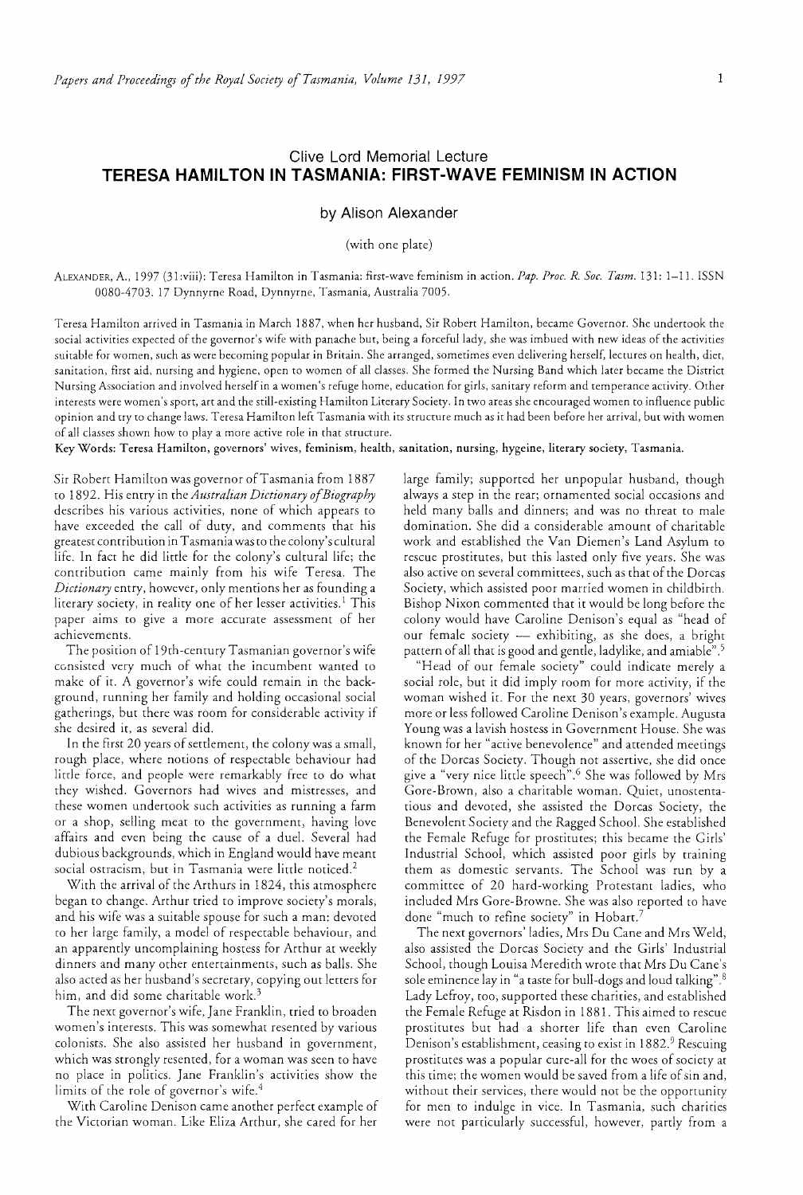Clive Lord Memorial Lecture

# TERESA HAMILTON IN TASMANIA: FIRST-WAVE FEMINISM IN ACTION

by Alison Alexander

(with one plate)

ALEXANDER, A., 1997 (31:viii): Teresa Hamilton in Tasmania: first-wave feminism in action. *Pap. Proc. R. Soc. Tasm.* 131: 1–11. ISSN 0080-4703. 17 Dynnyrne Road, Dynnyrne, Tasmania, Australia 7005.

Teresa Hamilton arrived in Tasmania in March 1887, when her husband, Sir Robert Hamilton, became Governor. She undertook the social activities expected of the governor's wife with panache but, being a forceful lady, she was imbued with new ideas of the activities suitable for women, such as were becoming popular in Britain. She arranged, sometimes even delivering herself, lectures on health, diet, sanitation, first aid, nursing and hygiene, open to women of all classes. She formed the Nursing Band which later became the District Nursing Association and involved herself in a women's refuge home, education for girls, sanitary reform and temperance activity. Other interests were women's sport, art and the still-existing Hamilton Literary Society. In two areas she encouraged women to influence public opinion and try to change laws. Teresa Hamilton left Tasmania with its structure much as it had been before her arrival, but with women of all classes shown how to play a more active role in that structure.

**Key Words:** Teresa Hamilton, governors' wives, feminism, health, sanitation, nursing, hygeine, literary society, Tasmania.

Sir Robert Hamilton was governor of Tasmania from 1887 to 1892. His entry in the *Australian Dictionary of Biography* describes his various activities, none of which appears to have exceeded the call of duty, and comments that his greatest contribution in Tasmania was to the colony's cultural life. In fact he did little for the colony's cultural life; the contribution came mainly from his wife Teresa. The *Dictionary* entry, however, only mentions her as founding a literary society, in reality one of her lesser activities.[1] This paper aims to give a more accurate assessment of her achievements.

The position of 19th-century Tasmanian governor's wife consisted very much of what the incumbent wanted to make of it. A governor's wife could remain in the background, running her family and holding occasional social gatherings, but there was room for considerable activity if she desired it, as several did.

In the first 20 years of settlement, the colony was a small, rough place, where notions of respectable behaviour had little force, and people were remarkably free to do what they wished. Governors had wives and mistresses, and these women undertook such activities as running a farm or a shop, selling meat to the government, having love affairs and even being the cause of a duel. Several had dubious backgrounds, which in England would have meant social ostracism, but in Tasmania were little noticed.[2]

With the arrival of the Arthurs in 1824, this atmosphere began to change. Arthur tried to improve society's morals, and his wife was a suitable spouse for such a man: devoted to her large family, a model of respectable behaviour, and an apparently uncomplaining hostess for Arthur at weekly dinners and many other entertainments, such as balls. She also acted as her husband's secretary, copying out letters for him, and did some charitable work.[3]

The next governor's wife, Jane Franklin, tried to broaden women's interests. This was somewhat resented by various colonists. She also assisted her husband in government, which was strongly resented, for a woman was seen to have no place in politics. Jane Franklin's activities show the limits of the role of governor's wife.[4]

With Caroline Denison came another perfect example of the Victorian woman. Like Eliza Arthur, she cared for her large family; supported her unpopular husband, though always a step in the rear; ornamented social occasions and held many balls and dinners; and was no threat to male domination. She did a considerable amount of charitable work and established the Van Diemen's Land Asylum to rescue prostitutes, but this lasted only five years. She was also active on several committees, such as that of the Dorcas Society, which assisted poor married women in childbirth. Bishop Nixon commented that it would be long before the colony would have Caroline Denison's equal as "head of our female society — exhibiting, as she does, a bright pattern of all that is good and gentle, ladylike, and amiable".[5]

"Head of our female society" could indicate merely a social role, but it did imply room for more activity, if the woman wished it. For the next 30 years, governors' wives more or less followed Caroline Denison's example. Augusta Young was a lavish hostess in Government House. She was known for her "active benevolence" and attended meetings of the Dorcas Society. Though not assertive, she did once give a "very nice little speech".[6] She was followed by Mrs Gore-Brown, also a charitable woman. Quiet, unostentatious and devoted, she assisted the Dorcas Society, the Benevolent Society and the Ragged School. She established the Female Refuge for prostitutes; this became the Girls' Industrial School, which assisted poor girls by training them as domestic servants. The School was run by a committee of 20 hard-working Protestant ladies, who included Mrs Gore-Browne. She was also reported to have done "much to refine society" in Hobart.[7]

The next governors' ladies, Mrs Du Cane and Mrs Weld, also assisted the Dorcas Society and the Girls' Industrial School, though Louisa Meredith wrote that Mrs Du Cane's sole eminence lay in "a taste for bull-dogs and loud talking".[8] Lady Lefroy, too, supported these charities, and established the Female Refuge at Risdon in 1881. This aimed to rescue prostitutes but had a shorter life than even Caroline Denison's establishment, ceasing to exist in 1882.[9] Rescuing prostitutes was a popular cure-all for the woes of society at this time; the women would be saved from a life of sin and, without their services, there would not be the opportunity for men to indulge in vice. In Tasmania, such charities were not particularly successful, however, partly from a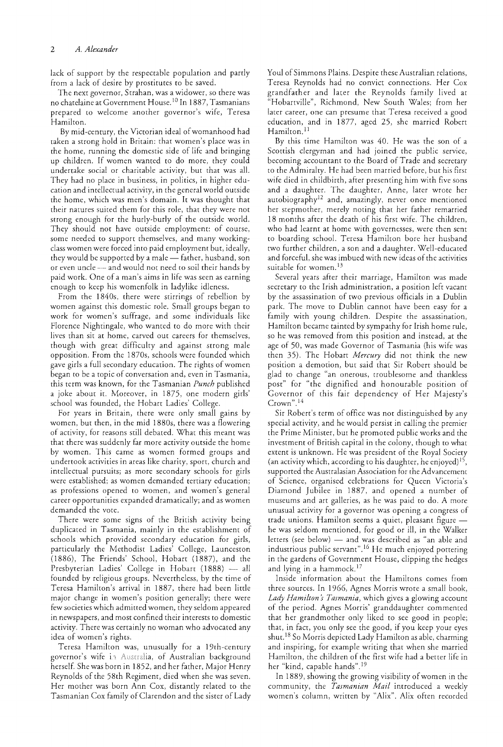lack of support by the respectable population and partly from a lack of desire by prostitutes to be saved.

The next governor, Strahan, was a widower, so there was no chatelaine at Government House.[10] In 1887, Tasmanians prepared to welcome another governor's wife, Teresa Hamilton.

By mid-century, the Victorian ideal of womanhood had taken a strong hold in Britain: that women's place was in the home, running the domestic side of life and bringing up children. If women wanted to do more, they could undertake social or charitable activity, but that was all. They had no place in business, in politics, in higher education and intellectual activity, in the general world outside the home, which was men's domain. It was thought that their natures suited them for this role, that they were not strong enough for the hurly-burly of the outside world. They should not have outside employment: of course, some needed to support themselves, and many working-class women were forced into paid employment but, ideally, they would be supported by a male — father, husband, son or even uncle — and would not need to soil their hands by paid work. One of a man's aims in life was seen as earning enough to keep his womenfolk in ladylike idleness.

From the 1840s, there were stirrings of rebellion by women against this domestic role. Small groups began to work for women's suffrage, and some individuals like Florence Nightingale, who wanted to do more with their lives than sit at home, carved out careers for themselves, though with great difficulty and against strong male opposition. From the 1870s, schools were founded which gave girls a full secondary education. The rights of women began to be a topic of conversation and, even in Tasmania, this term was known, for the Tasmanian *Punch* published a joke about it. Moreover, in 1875, one modern girls' school was founded, the Hobart Ladies' College.

For years in Britain, there were only small gains by women, but then, in the mid 1880s, there was a flowering of activity, for reasons still debated. What this meant was that there was suddenly far more activity outside the home by women. This came as women formed groups and undertook activities in areas like charity, sport, church and intellectual pursuits; as more secondary schools for girls were established; as women demanded tertiary education; as professions opened to women, and women's general career opportunities expanded dramatically; and as women demanded the vote.

There were some signs of the British activity being duplicated in Tasmania, mainly in the establishment of schools which provided secondary education for girls, particularly the Methodist Ladies' College, Launceston (1886), The Friends' School, Hobart (1887), and the Presbyterian Ladies' College in Hobart (1888) — all founded by religious groups. Nevertheless, by the time of Teresa Hamilton's arrival in 1887, there had been little major change in women's position generally; there were few societies which admitted women, they seldom appeared in newspapers, and most confined their interests to domestic activity. There was certainly no woman who advocated any idea of women's rights.

Teresa Hamilton was, unusually for a 19th-century governor's wife in Australia, of Australian background herself. She was born in 1852, and her father, Major Henry Reynolds of the 58th Regiment, died when she was seven. Her mother was born Ann Cox, distantly related to the Tasmanian Cox family of Clarendon and the sister of Lady Youl of Simmons Plains. Despite these Australian relations, Teresa Reynolds had no convict connections. Her Cox grandfather and later the Reynolds family lived at "Hobartville", Richmond, New South Wales; from her later career, one can presume that Teresa received a good education, and in 1877, aged 25, she married Robert Hamilton.[11]

By this time Hamilton was 40. He was the son of a Scottish clergyman and had joined the public service, becoming accountant to the Board of Trade and secretary to the Admiralty. He had been married before, but his first wife died in childbirth, after presenting him with five sons and a daughter. The daughter, Anne, later wrote her autobiography[12] and, amazingly, never once mentioned her stepmother, merely noting that her father remarried 18 months after the death of his first wife. The children, who had learnt at home with governesses, were then sent to boarding school. Teresa Hamilton bore her husband two further children, a son and a daughter. Well-educated and forceful, she was imbued with new ideas of the activities suitable for women.[13]

Several years after their marriage, Hamilton was made secretary to the Irish administration, a position left vacant by the assassination of two previous officials in a Dublin park. The move to Dublin cannot have been easy for a family with young children. Despite the assassination, Hamilton became tainted by sympathy for Irish home rule, so he was removed from this position and instead, at the age of 50, was made Governor of Tasmania (his wife was then 35). The Hobart *Mercury* did not think the new position a demotion, but said that Sir Robert should be glad to change "an onerous, troublesome and thankless post" for "the dignified and honourable position of Governor of this fair dependency of Her Majesty's Crown".[14]

Sir Robert's term of office was not distinguished by any special activity, and he would persist in calling the premier the Prime Minister, but he promoted public works and the investment of British capital in the colony, though to what extent is unknown. He was president of the Royal Society (an activity which, according to his daughter, he enjoyed)[15], supported the Australasian Association for the Advancement of Science, organised celebrations for Queen Victoria's Diamond Jubilee in 1887, and opened a number of museums and art galleries, as he was paid to do. A more unusual activity for a governor was opening a congress of trade unions. Hamilton seems a quiet, pleasant figure — he was seldom mentioned, for good or ill, in the Walker letters (see below) — and was described as "an able and industrious public servant".[16] He much enjoyed pottering in the gardens of Government House, clipping the hedges and lying in a hammock.[17]

Inside information about the Hamiltons comes from three sources. In 1966, Agnes Morris wrote a small book, *Lady Hamilton's Tasmania*, which gives a glowing account of the period. Agnes Morris' granddaughter commented that her grandmother only liked to see good in people; that, in fact, you only see the good, if you keep your eyes shut.[18] So Morris depicted Lady Hamilton as able, charming and inspiring, for example writing that when she married Hamilton, the children of the first wife had a better life in her "kind, capable hands".[19]

In 1889, showing the growing visibility of women in the community, the *Tasmanian Mail* introduced a weekly women's column, written by "Alix". Alix often recorded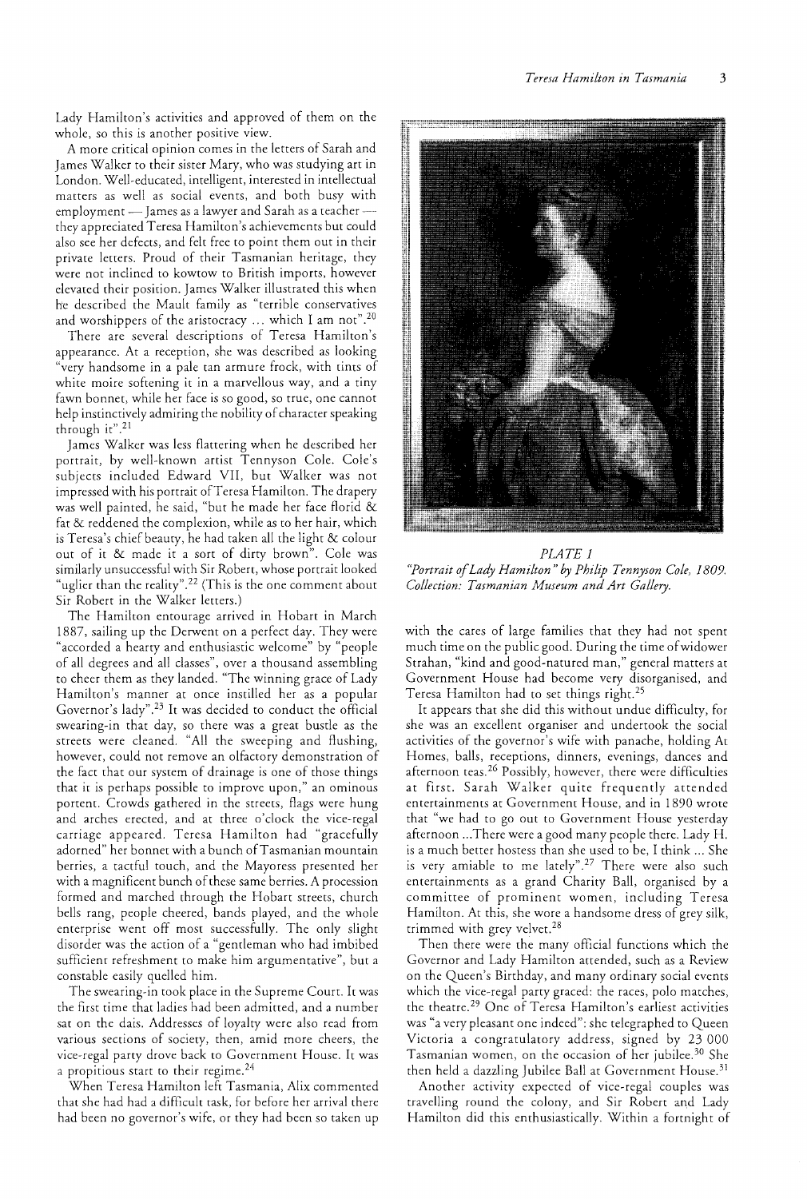Lady Hamilton's activities and approved of them on the whole, so this is another positive view.

A more critical opinion comes in the letters of Sarah and James Walker to their sister Mary, who was studying art in London. Well-educated, intelligent, interested in intellectual matters as well as social events, and both busy with employment — James as a lawyer and Sarah as a teacher — they appreciated Teresa Hamilton's achievements but could also see her defects, and felt free to point them out in their private letters. Proud of their Tasmanian heritage, they were not inclined to kowtow to British imports, however elevated their position. James Walker illustrated this when he described the Mault family as "terrible conservatives and worshippers of the aristocracy ... which I am not".[20]

There are several descriptions of Teresa Hamilton's appearance. At a reception, she was described as looking "very handsome in a pale tan armure frock, with tints of white moire softening it in a marvellous way, and a tiny fawn bonnet, while her face is so good, so true, one cannot help instinctively admiring the nobility of character speaking through it".[21]

James Walker was less flattering when he described her portrait, by well-known artist Tennyson Cole. Cole's subjects included Edward VII, but Walker was not impressed with his portrait of Teresa Hamilton. The drapery was well painted, he said, "but he made her face florid & fat & reddened the complexion, while as to her hair, which is Teresa's chief beauty, he had taken all the light & colour out of it & made it a sort of dirty brown". Cole was similarly unsuccessful with Sir Robert, whose portrait looked "uglier than the reality".[22] (This is the one comment about Sir Robert in the Walker letters.)

The Hamilton entourage arrived in Hobart in March 1887, sailing up the Derwent on a perfect day. They were "accorded a hearty and enthusiastic welcome" by "people of all degrees and all classes", over a thousand assembling to cheer them as they landed. "The winning grace of Lady Hamilton's manner at once instilled her as a popular Governor's lady".[23] It was decided to conduct the official swearing-in that day, so there was a great bustle as the streets were cleaned. "All the sweeping and flushing, however, could not remove an olfactory demonstration of the fact that our system of drainage is one of those things that it is perhaps possible to improve upon," an ominous portent. Crowds gathered in the streets, flags were hung and arches erected, and at three o'clock the vice-regal carriage appeared. Teresa Hamilton had "gracefully adorned" her bonnet with a bunch of Tasmanian mountain berries, a tactful touch, and the Mayoress presented her with a magnificent bunch of these same berries. A procession formed and marched through the Hobart streets, church bells rang, people cheered, bands played, and the whole enterprise went off most successfully. The only slight disorder was the action of a "gentleman who had imbibed sufficient refreshment to make him argumentative", but a constable easily quelled him.

The swearing-in took place in the Supreme Court. It was the first time that ladies had been admitted, and a number sat on the dais. Addresses of loyalty were also read from various sections of society, then, amid more cheers, the vice-regal party drove back to Government House. It was a propitious start to their regime.[24]

When Teresa Hamilton left Tasmania, Alix commented that she had had a difficult task, for before her arrival there had been no governor's wife, or they had been so taken up with the cares of large families that they had not spent much time on the public good. During the time of widower Strahan, "kind and good-natured man," general matters at Government House had become very disorganised, and Teresa Hamilton had to set things right.[25]

It appears that she did this without undue difficulty, for she was an excellent organiser and undertook the social activities of the governor's wife with panache, holding At Homes, balls, receptions, dinners, evenings, dances and afternoon teas.[26] Possibly, however, there were difficulties at first. Sarah Walker quite frequently attended entertainments at Government House, and in 1890 wrote that "we had to go out to Government House yesterday afternoon ...There were a good many people there. Lady H. is a much better hostess than she used to be, I think ... She is very amiable to me lately".[27] There were also such entertainments as a grand Charity Ball, organised by a committee of prominent women, including Teresa Hamilton. At this, she wore a handsome dress of grey silk, trimmed with grey velvet.[28]

Then there were the many official functions which the Governor and Lady Hamilton attended, such as a Review on the Queen's Birthday, and many ordinary social events which the vice-regal party graced: the races, polo matches, the theatre.[29] One of Teresa Hamilton's earliest activities was "a very pleasant one indeed": she telegraphed to Queen Victoria a congratulatory address, signed by 23 000 Tasmanian women, on the occasion of her jubilee.[30] She then held a dazzling Jubilee Ball at Government House.[31]

Another activity expected of vice-regal couples was travelling round the colony, and Sir Robert and Lady Hamilton did this enthusiastically. Within a fortnight of

*PLATE 1*
*"Portrait of Lady Hamilton" by Philip Tennyson Cole, 1809. Collection: Tasmanian Museum and Art Gallery.*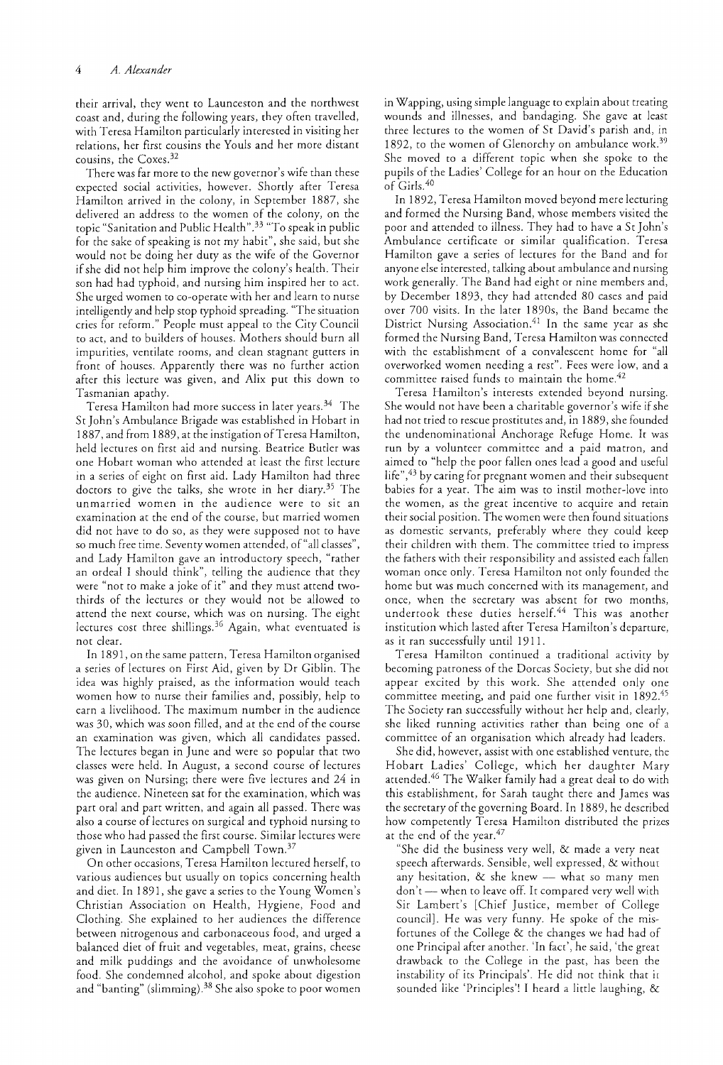their arrival, they went to Launceston and the northwest coast and, during the following years, they often travelled, with Teresa Hamilton particularly interested in visiting her relations, her first cousins the Youls and her more distant cousins, the Coxes.[32]

There was far more to the new governor's wife than these expected social activities, however. Shortly after Teresa Hamilton arrived in the colony, in September 1887, she delivered an address to the women of the colony, on the topic "Sanitation and Public Health".[33] "To speak in public for the sake of speaking is not my habit", she said, but she would not be doing her duty as the wife of the Governor if she did not help him improve the colony's health. Their son had had typhoid, and nursing him inspired her to act. She urged women to co-operate with her and learn to nurse intelligently and help stop typhoid spreading. "The situation cries for reform." People must appeal to the City Council to act, and to builders of houses. Mothers should burn all impurities, ventilate rooms, and clean stagnant gutters in front of houses. Apparently there was no further action after this lecture was given, and Alix put this down to Tasmanian apathy.

Teresa Hamilton had more success in later years.[34] The St John's Ambulance Brigade was established in Hobart in 1887, and from 1889, at the instigation of Teresa Hamilton, held lectures on first aid and nursing. Beatrice Butler was one Hobart woman who attended at least the first lecture in a series of eight on first aid. Lady Hamilton had three doctors to give the talks, she wrote in her diary.[35] The unmarried women in the audience were to sit an examination at the end of the course, but married women did not have to do so, as they were supposed not to have so much free time. Seventy women attended, of "all classes", and Lady Hamilton gave an introductory speech, "rather an ordeal I should think", telling the audience that they were "not to make a joke of it" and they must attend two-thirds of the lectures or they would not be allowed to attend the next course, which was on nursing. The eight lectures cost three shillings.[36] Again, what eventuated is not clear.

In 1891, on the same pattern, Teresa Hamilton organised a series of lectures on First Aid, given by Dr Giblin. The idea was highly praised, as the information would teach women how to nurse their families and, possibly, help to earn a livelihood. The maximum number in the audience was 30, which was soon filled, and at the end of the course an examination was given, which all candidates passed. The lectures began in June and were so popular that two classes were held. In August, a second course of lectures was given on Nursing; there were five lectures and 24 in the audience. Nineteen sat for the examination, which was part oral and part written, and again all passed. There was also a course of lectures on surgical and typhoid nursing to those who had passed the first course. Similar lectures were given in Launceston and Campbell Town.[37]

On other occasions, Teresa Hamilton lectured herself, to various audiences but usually on topics concerning health and diet. In 1891, she gave a series to the Young Women's Christian Association on Health, Hygiene, Food and Clothing. She explained to her audiences the difference between nitrogenous and carbonaceous food, and urged a balanced diet of fruit and vegetables, meat, grains, cheese and milk puddings and the avoidance of unwholesome food. She condemned alcohol, and spoke about digestion and "banting" (slimming).[38] She also spoke to poor women in Wapping, using simple language to explain about treating wounds and illnesses, and bandaging. She gave at least three lectures to the women of St David's parish and, in 1892, to the women of Glenorchy on ambulance work.[39] She moved to a different topic when she spoke to the pupils of the Ladies' College for an hour on the Education of Girls.[40]

In 1892, Teresa Hamilton moved beyond mere lecturing and formed the Nursing Band, whose members visited the poor and attended to illness. They had to have a St John's Ambulance certificate or similar qualification. Teresa Hamilton gave a series of lectures for the Band and for anyone else interested, talking about ambulance and nursing work generally. The Band had eight or nine members and, by December 1893, they had attended 80 cases and paid over 700 visits. In the later 1890s, the Band became the District Nursing Association.[41] In the same year as she formed the Nursing Band, Teresa Hamilton was connected with the establishment of a convalescent home for "all overworked women needing a rest". Fees were low, and a committee raised funds to maintain the home.[42]

Teresa Hamilton's interests extended beyond nursing. She would not have been a charitable governor's wife if she had not tried to rescue prostitutes and, in 1889, she founded the undenominational Anchorage Refuge Home. It was run by a volunteer committee and a paid matron, and aimed to "help the poor fallen ones lead a good and useful life",[43] by caring for pregnant women and their subsequent babies for a year. The aim was to instil mother-love into the women, as the great incentive to acquire and retain their social position. The women were then found situations as domestic servants, preferably where they could keep their children with them. The committee tried to impress the fathers with their responsibility and assisted each fallen woman once only. Teresa Hamilton not only founded the home but was much concerned with its management, and once, when the secretary was absent for two months, undertook these duties herself.[44] This was another institution which lasted after Teresa Hamilton's departure, as it ran successfully until 1911.

Teresa Hamilton continued a traditional activity by becoming patroness of the Dorcas Society, but she did not appear excited by this work. She attended only one committee meeting, and paid one further visit in 1892.[45] The Society ran successfully without her help and, clearly, she liked running activities rather than being one of a committee of an organisation which already had leaders.

She did, however, assist with one established venture, the Hobart Ladies' College, which her daughter Mary attended.[46] The Walker family had a great deal to do with this establishment, for Sarah taught there and James was the secretary of the governing Board. In 1889, he described how competently Teresa Hamilton distributed the prizes at the end of the year.[47]

"She did the business very well, & made a very neat speech afterwards. Sensible, well expressed, & without any hesitation, & she knew — what so many men don't — when to leave off. It compared very well with Sir Lambert's [Chief Justice, member of College council]. He was very funny. He spoke of the misfortunes of the College & the changes we had had of one Principal after another. 'In fact', he said, 'the great drawback to the College in the past, has been the instability of its Principals'. He did not think that it sounded like 'Principles'! I heard a little laughing, &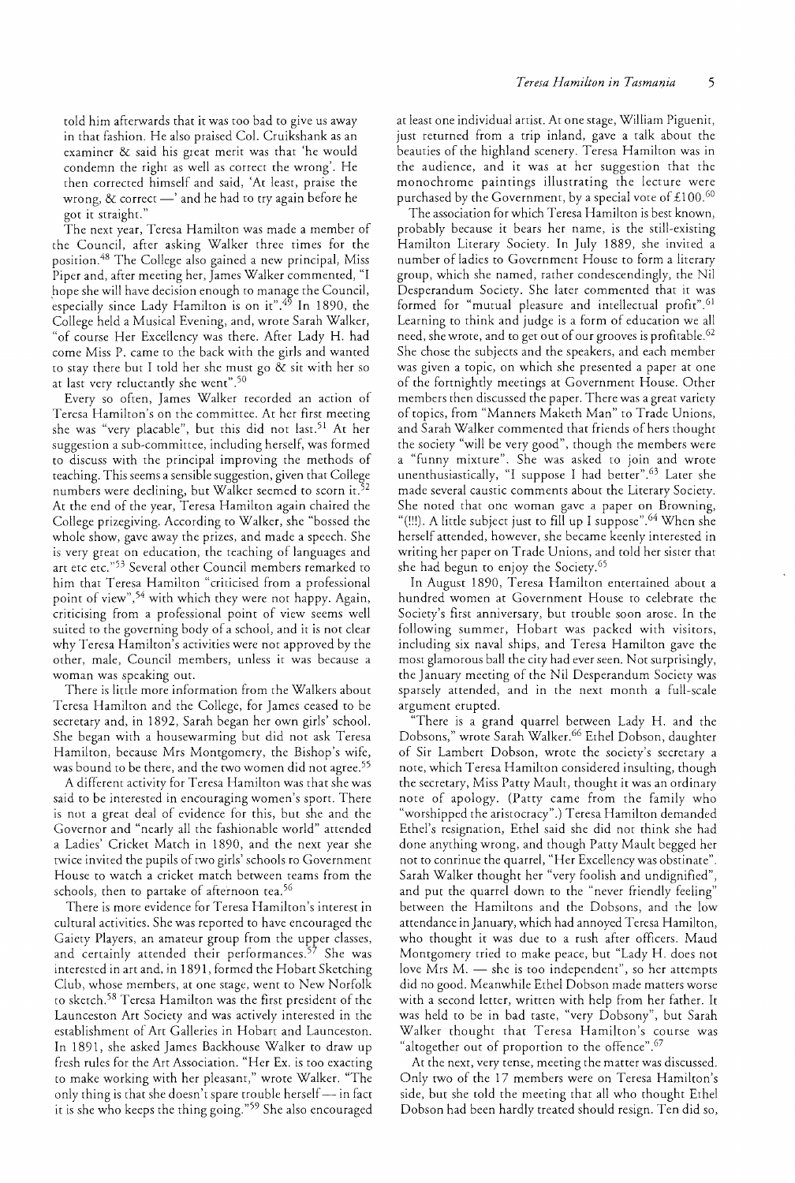told him afterwards that it was too bad to give us away in that fashion. He also praised Col. Cruikshank as an examiner & said his great merit was that 'he would condemn the right as well as correct the wrong'. He then corrected himself and said, 'At least, praise the wrong, & correct —' and he had to try again before he got it straight."

The next year, Teresa Hamilton was made a member of the Council, after asking Walker three times for the position.[48] The College also gained a new principal, Miss Piper and, after meeting her, James Walker commented, "I hope she will have decision enough to manage the Council, especially since Lady Hamilton is on it".[49] In 1890, the College held a Musical Evening, and, wrote Sarah Walker, "of course Her Excellency was there. After Lady H. had come Miss P. came to the back with the girls and wanted to stay there but I told her she must go & sit with her so at last very reluctantly she went".[50]

Every so often, James Walker recorded an action of Teresa Hamilton's on the committee. At her first meeting she was "very placable", but this did not last.[51] At her suggestion a sub-committee, including herself, was formed to discuss with the principal improving the methods of teaching. This seems a sensible suggestion, given that College numbers were declining, but Walker seemed to scorn it.[52] At the end of the year, Teresa Hamilton again chaired the College prizegiving. According to Walker, she "bossed the whole show, gave away the prizes, and made a speech. She is very great on education, the teaching of languages and art etc etc."[53] Several other Council members remarked to him that Teresa Hamilton "criticised from a professional point of view",[54] with which they were not happy. Again, criticising from a professional point of view seems well suited to the governing body of a school, and it is not clear why Teresa Hamilton's activities were not approved by the other, male, Council members, unless it was because a woman was speaking out.

There is little more information from the Walkers about Teresa Hamilton and the College, for James ceased to be secretary and, in 1892, Sarah began her own girls' school. She began with a housewarming but did not ask Teresa Hamilton, because Mrs Montgomery, the Bishop's wife, was bound to be there, and the two women did not agree.[55]

A different activity for Teresa Hamilton was that she was said to be interested in encouraging women's sport. There is not a great deal of evidence for this, but she and the Governor and "nearly all the fashionable world" attended a Ladies' Cricket Match in 1890, and the next year she twice invited the pupils of two girls' schools to Government House to watch a cricket match between teams from the schools, then to partake of afternoon tea.[56]

There is more evidence for Teresa Hamilton's interest in cultural activities. She was reported to have encouraged the Gaiety Players, an amateur group from the upper classes, and certainly attended their performances.[57] She was interested in art and, in 1891, formed the Hobart Sketching Club, whose members, at one stage, went to New Norfolk to sketch.[58] Teresa Hamilton was the first president of the Launceston Art Society and was actively interested in the establishment of Art Galleries in Hobart and Launceston. In 1891, she asked James Backhouse Walker to draw up fresh rules for the Art Association. "Her Ex. is too exacting to make working with her pleasant," wrote Walker. "The only thing is that she doesn't spare trouble herself — in fact it is she who keeps the thing going."[59] She also encouraged at least one individual artist. At one stage, William Piguenit, just returned from a trip inland, gave a talk about the beauties of the highland scenery. Teresa Hamilton was in the audience, and it was at her suggestion that the monochrome paintings illustrating the lecture were purchased by the Government, by a special vote of £100.[60]

The association for which Teresa Hamilton is best known, probably because it bears her name, is the still-existing Hamilton Literary Society. In July 1889, she invited a number of ladies to Government House to form a literary group, which she named, rather condescendingly, the Nil Desperandum Society. She later commented that it was formed for "mutual pleasure and intellectual profit".[61] Learning to think and judge is a form of education we all need, she wrote, and to get out of our grooves is profitable.[62] She chose the subjects and the speakers, and each member was given a topic, on which she presented a paper at one of the fortnightly meetings at Government House. Other members then discussed the paper. There was a great variety of topics, from "Manners Maketh Man" to Trade Unions, and Sarah Walker commented that friends of hers thought the society "will be very good", though the members were a "funny mixture". She was asked to join and wrote unenthusiastically, "I suppose I had better".[63] Later she made several caustic comments about the Literary Society. She noted that one woman gave a paper on Browning, "(!!!). A little subject just to fill up I suppose".[64] When she herself attended, however, she became keenly interested in writing her paper on Trade Unions, and told her sister that she had begun to enjoy the Society.[65]

In August 1890, Teresa Hamilton entertained about a hundred women at Government House to celebrate the Society's first anniversary, but trouble soon arose. In the following summer, Hobart was packed with visitors, including six naval ships, and Teresa Hamilton gave the most glamorous ball the city had ever seen. Not surprisingly, the January meeting of the Nil Desperandum Society was sparsely attended, and in the next month a full-scale argument erupted.

"There is a grand quarrel between Lady H. and the Dobsons," wrote Sarah Walker.[66] Ethel Dobson, daughter of Sir Lambert Dobson, wrote the society's secretary a note, which Teresa Hamilton considered insulting, though the secretary, Miss Patty Mault, thought it was an ordinary note of apology. (Patty came from the family who "worshipped the aristocracy".) Teresa Hamilton demanded Ethel's resignation, Ethel said she did not think she had done anything wrong, and though Patty Mault begged her not to continue the quarrel, "Her Excellency was obstinate". Sarah Walker thought her "very foolish and undignified", and put the quarrel down to the "never friendly feeling" between the Hamiltons and the Dobsons, and the low attendance in January, which had annoyed Teresa Hamilton, who thought it was due to a rush after officers. Maud Montgomery tried to make peace, but "Lady H. does not love Mrs M. — she is too independent", so her attempts did no good. Meanwhile Ethel Dobson made matters worse with a second letter, written with help from her father. It was held to be in bad taste, "very Dobsony", but Sarah Walker thought that Teresa Hamilton's course was "altogether out of proportion to the offence".[67]

At the next, very tense, meeting the matter was discussed. Only two of the 17 members were on Teresa Hamilton's side, but she told the meeting that all who thought Ethel Dobson had been hardly treated should resign. Ten did so,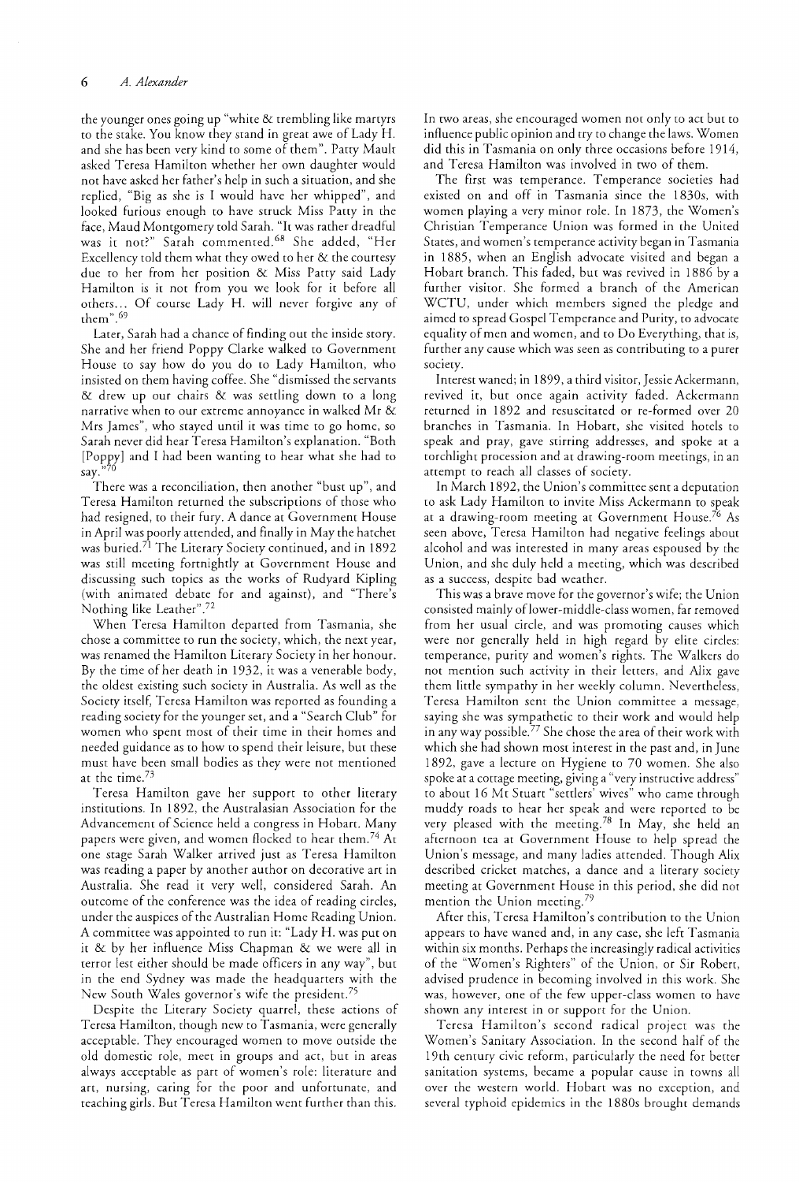the younger ones going up "white & trembling like martyrs to the stake. You know they stand in great awe of Lady H. and she has been very kind to some of them". Patty Mault asked Teresa Hamilton whether her own daughter would not have asked her father's help in such a situation, and she replied, "Big as she is I would have her whipped", and looked furious enough to have struck Miss Patty in the face, Maud Montgomery told Sarah. "It was rather dreadful was it not?" Sarah commented.[68] She added, "Her Excellency told them what they owed to her & the courtesy due to her from her position & Miss Patty said Lady Hamilton is it not from you we look for it before all others... Of course Lady H. will never forgive any of them".[69]

Later, Sarah had a chance of finding out the inside story. She and her friend Poppy Clarke walked to Government House to say how do you do to Lady Hamilton, who insisted on them having coffee. She "dismissed the servants & drew up our chairs & was settling down to a long narrative when to our extreme annoyance in walked Mr & Mrs James", who stayed until it was time to go home, so Sarah never did hear Teresa Hamilton's explanation. "Both [Poppy] and I had been wanting to hear what she had to say."[70]

There was a reconciliation, then another "bust up", and Teresa Hamilton returned the subscriptions of those who had resigned, to their fury. A dance at Government House in April was poorly attended, and finally in May the hatchet was buried.[71] The Literary Society continued, and in 1892 was still meeting fortnightly at Government House and discussing such topics as the works of Rudyard Kipling (with animated debate for and against), and "There's Nothing like Leather".[72]

When Teresa Hamilton departed from Tasmania, she chose a committee to run the society, which, the next year, was renamed the Hamilton Literary Society in her honour. By the time of her death in 1932, it was a venerable body, the oldest existing such society in Australia. As well as the Society itself, Teresa Hamilton was reported as founding a reading society for the younger set, and a "Search Club" for women who spent most of their time in their homes and needed guidance as to how to spend their leisure, but these must have been small bodies as they were not mentioned at the time.[73]

Teresa Hamilton gave her support to other literary institutions. In 1892, the Australasian Association for the Advancement of Science held a congress in Hobart. Many papers were given, and women flocked to hear them.[74] At one stage Sarah Walker arrived just as Teresa Hamilton was reading a paper by another author on decorative art in Australia. She read it very well, considered Sarah. An outcome of the conference was the idea of reading circles, under the auspices of the Australian Home Reading Union. A committee was appointed to run it: "Lady H. was put on it & by her influence Miss Chapman & we were all in terror lest either should be made officers in any way", but in the end Sydney was made the headquarters with the New South Wales governor's wife the president.[75]

Despite the Literary Society quarrel, these actions of Teresa Hamilton, though new to Tasmania, were generally acceptable. They encouraged women to move outside the old domestic role, meet in groups and act, but in areas always acceptable as part of women's role: literature and art, nursing, caring for the poor and unfortunate, and teaching girls. But Teresa Hamilton went further than this. In two areas, she encouraged women not only to act but to influence public opinion and try to change the laws. Women did this in Tasmania on only three occasions before 1914, and Teresa Hamilton was involved in two of them.

The first was temperance. Temperance societies had existed on and off in Tasmania since the 1830s, with women playing a very minor role. In 1873, the Women's Christian Temperance Union was formed in the United States, and women's temperance activity began in Tasmania in 1885, when an English advocate visited and began a Hobart branch. This faded, but was revived in 1886 by a further visitor. She formed a branch of the American WCTU, under which members signed the pledge and aimed to spread Gospel Temperance and Purity, to advocate equality of men and women, and to Do Everything, that is, further any cause which was seen as contributing to a purer society.

Interest waned; in 1899, a third visitor, Jessie Ackermann, revived it, but once again activity faded. Ackermann returned in 1892 and resuscitated or re-formed over 20 branches in Tasmania. In Hobart, she visited hotels to speak and pray, gave stirring addresses, and spoke at a torchlight procession and at drawing-room meetings, in an attempt to reach all classes of society.

In March 1892, the Union's committee sent a deputation to ask Lady Hamilton to invite Miss Ackermann to speak at a drawing-room meeting at Government House.[76] As seen above, Teresa Hamilton had negative feelings about alcohol and was interested in many areas espoused by the Union, and she duly held a meeting, which was described as a success, despite bad weather.

This was a brave move for the governor's wife; the Union consisted mainly of lower-middle-class women, far removed from her usual circle, and was promoting causes which were not generally held in high regard by elite circles: temperance, purity and women's rights. The Walkers do not mention such activity in their letters, and Alix gave them little sympathy in her weekly column. Nevertheless, Teresa Hamilton sent the Union committee a message, saying she was sympathetic to their work and would help in any way possible.[77] She chose the area of their work with which she had shown most interest in the past and, in June 1892, gave a lecture on Hygiene to 70 women. She also spoke at a cottage meeting, giving a "very instructive address" to about 16 Mt Stuart "settlers' wives" who came through muddy roads to hear her speak and were reported to be very pleased with the meeting.[78] In May, she held an afternoon tea at Government House to help spread the Union's message, and many ladies attended. Though Alix described cricket matches, a dance and a literary society meeting at Government House in this period, she did not mention the Union meeting.[79]

After this, Teresa Hamilton's contribution to the Union appears to have waned and, in any case, she left Tasmania within six months. Perhaps the increasingly radical activities of the "Women's Righters" of the Union, or Sir Robert, advised prudence in becoming involved in this work. She was, however, one of the few upper-class women to have shown any interest in or support for the Union.

Teresa Hamilton's second radical project was the Women's Sanitary Association. In the second half of the 19th century civic reform, particularly the need for better sanitation systems, became a popular cause in towns all over the western world. Hobart was no exception, and several typhoid epidemics in the 1880s brought demands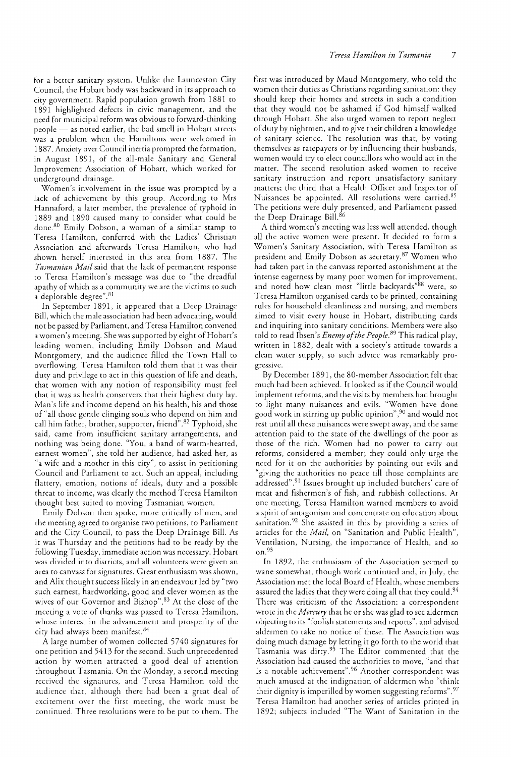for a better sanitary system. Unlike the Launceston City Council, the Hobart body was backward in its approach to city government. Rapid population growth from 1881 to 1891 highlighted defects in civic management, and the need for municipal reform was obvious to forward-thinking people — as noted earlier, the bad smell in Hobart streets was a problem when the Hamiltons were welcomed in 1887. Anxiety over Council inertia prompted the formation, in August 1891, of the all-male Sanitary and General Improvement Association of Hobart, which worked for underground drainage.

Women's involvement in the issue was prompted by a lack of achievement by this group. According to Mrs Hannaford, a later member, the prevalence of typhoid in 1889 and 1890 caused many to consider what could be done.[80] Emily Dobson, a woman of a similar stamp to Teresa Hamilton, conferred with the Ladies' Christian Association and afterwards Teresa Hamilton, who had shown herself interested in this area from 1887. The *Tasmanian Mail* said that the lack of permanent response to Teresa Hamilton's message was due to "the dreadful apathy of which as a community we are the victims to such a deplorable degree".[81]

In September 1891, it appeared that a Deep Drainage Bill, which the male association had been advocating, would not be passed by Parliament, and Teresa Hamilton convened a women's meeting. She was supported by eight of Hobart's leading women, including Emily Dobson and Maud Montgomery, and the audience filled the Town Hall to overflowing. Teresa Hamilton told them that it was their duty and privilege to act in this question of life and death, that women with any notion of responsibility must feel that it was as health conservers that their highest duty lay. Man's life and income depend on his health, his and those of "all those gentle clinging souls who depend on him and call him father, brother, supporter, friend".[82] Typhoid, she said, came from insufficient sanitary arrangements, and nothing was being done. "You, a band of warm-hearted, earnest women", she told her audience, had asked her, as "a wife and a mother in this city", to assist in petitioning Council and Parliament to act. Such an appeal, including flattery, emotion, notions of ideals, duty and a possible threat to income, was clearly the method Teresa Hamilton thought best suited to moving Tasmanian women.

Emily Dobson then spoke, more critically of men, and the meeting agreed to organise two petitions, to Parliament and the City Council, to pass the Deep Drainage Bill. As it was Thursday and the petitions had to be ready by the following Tuesday, immediate action was necessary. Hobart was divided into districts, and all volunteers were given an area to canvass for signatures. Great enthusiasm was shown, and Alix thought success likely in an endeavour led by "two such earnest, hardworking, good and clever women as the wives of our Governor and Bishop".[83] At the close of the meeting a vote of thanks was passed to Teresa Hamilton, whose interest in the advancement and prosperity of the city had always been manifest.[84]

A large number of women collected 5740 signatures for one petition and 5413 for the second. Such unprecedented action by women attracted a good deal of attention throughout Tasmania. On the Monday, a second meeting received the signatures, and Teresa Hamilton told the audience that, although there had been a great deal of excitement over the first meeting, the work must be continued. Three resolutions were to be put to them. The first was introduced by Maud Montgomery, who told the women their duties as Christians regarding sanitation: they should keep their homes and streets in such a condition that they would not be ashamed if God himself walked through Hobart. She also urged women to report neglect of duty by nightmen, and to give their children a knowledge of sanitary science. The resolution was that, by voting themselves as ratepayers or by influencing their husbands, women would try to elect councillors who would act in the matter. The second resolution asked women to receive sanitary instruction and report unsatisfactory sanitary matters; the third that a Health Officer and Inspector of Nuisances be appointed. All resolutions were carried.[85] The petitions were duly presented, and Parliament passed the Deep Drainage Bill.[86]

A third women's meeting was less well attended, though all the active women were present. It decided to form a Women's Sanitary Association, with Teresa Hamilton as president and Emily Dobson as secretary.[87] Women who had taken part in the canvass reported astonishment at the intense eagerness by many poor women for improvement, and noted how clean most "little backyards"[88] were, so Teresa Hamilton organised cards to be printed, containing rules for household cleanliness and nursing, and members aimed to visit every house in Hobart, distributing cards and inquiring into sanitary conditions. Members were also told to read Ibsen's *Enemy of the People*.[89] This radical play, written in 1882, dealt with a society's attitude towards a clean water supply, so such advice was remarkably progressive.

By December 1891, the 80-member Association felt that much had been achieved. It looked as if the Council would implement reforms, and the visits by members had brought to light many nuisances and evils. "Women have done good work in stirring up public opinion",[90] and would not rest until all these nuisances were swept away, and the same attention paid to the state of the dwellings of the poor as those of the rich. Women had no power to carry out reforms, considered a member; they could only urge the need for it on the authorities by pointing out evils and "giving the authorities no peace till those complaints are addressed".[91] Issues brought up included butchers' care of meat and fishermen's of fish, and rubbish collections. At one meeting, Teresa Hamilton warned members to avoid a spirit of antagonism and concentrate on education about sanitation.[92] She assisted in this by providing a series of articles for the *Mail*, on "Sanitation and Public Health", Ventilation, Nursing, the importance of Health, and so on.[93]

In 1892, the enthusiasm of the Association seemed to wane somewhat, though work continued and, in July, the Association met the local Board of Health, whose members assured the ladies that they were doing all that they could.[94] There was criticism of the Association: a correspondent wrote in the *Mercury* that he or she was glad to see aldermen objecting to its "foolish statements and reports", and advised aldermen to take no notice of these. The Association was doing much damage by letting it go forth to the world that Tasmania was dirty.[95] The Editor commented that the Association had caused the authorities to move, "and that is a notable achievement".[96] Another correspondent was much amused at the indignation of aldermen who "think their dignity is imperilled by women suggesting reforms".[97] Teresa Hamilton had another series of articles printed in 1892; subjects included "The Want of Sanitation in the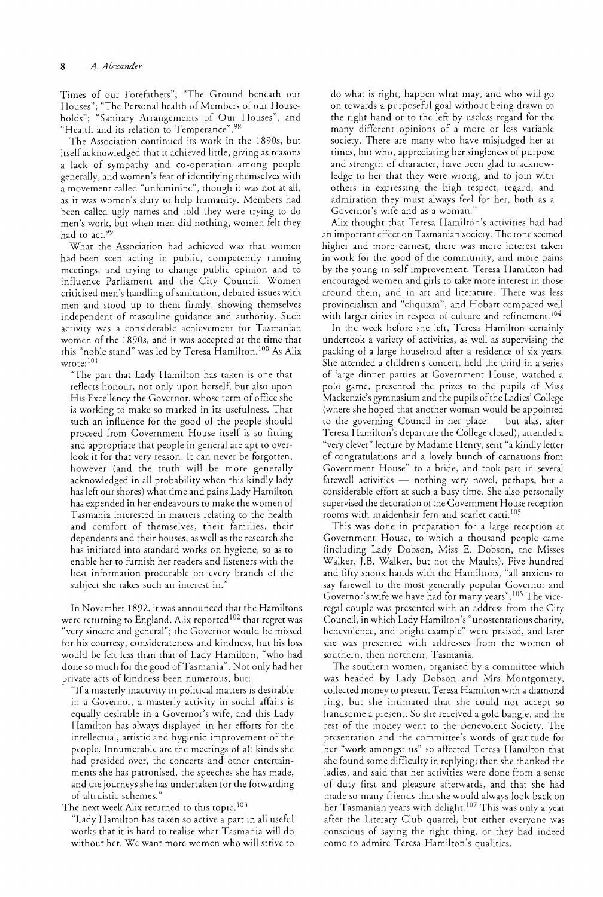Times of our Forefathers"; "The Ground beneath our Houses"; "The Personal health of Members of our Households"; "Sanitary Arrangements of Our Houses", and "Health and its relation to Temperance".[98]

The Association continued its work in the 1890s, but itself acknowledged that it achieved little, giving as reasons a lack of sympathy and co-operation among people generally, and women's fear of identifying themselves with a movement called "unfeminine", though it was not at all, as it was women's duty to help humanity. Members had been called ugly names and told they were trying to do men's work, but when men did nothing, women felt they had to act.[99]

What the Association had achieved was that women had been seen acting in public, competently running meetings, and trying to change public opinion and to influence Parliament and the City Council. Women criticised men's handling of sanitation, debated issues with men and stood up to them firmly, showing themselves independent of masculine guidance and authority. Such activity was a considerable achievement for Tasmanian women of the 1890s, and it was accepted at the time that this "noble stand" was led by Teresa Hamilton.[100] As Alix wrote:[101]

> "The part that Lady Hamilton has taken is one that reflects honour, not only upon herself, but also upon His Excellency the Governor, whose term of office she is working to make so marked in its usefulness. That such an influence for the good of the people should proceed from Government House itself is so fitting and appropriate that people in general are apt to overlook it for that very reason. It can never be forgotten, however (and the truth will be more generally acknowledged in all probability when this kindly lady has left our shores) what time and pains Lady Hamilton has expended in her endeavours to make the women of Tasmania interested in matters relating to the health and comfort of themselves, their families, their dependents and their houses, as well as the research she has initiated into standard works on hygiene, so as to enable her to furnish her readers and listeners with the best information procurable on every branch of the subject she takes such an interest in."

In November 1892, it was announced that the Hamiltons were returning to England. Alix reported[102] that regret was "very sincere and general"; the Governor would be missed for his courtesy, considerateness and kindness, but his loss would be felt less than that of Lady Hamilton, "who had done so much for the good of Tasmania". Not only had her private acts of kindness been numerous, but:

> "If a masterly inactivity in political matters is desirable in a Governor, a masterly activity in social affairs is equally desirable in a Governor's wife, and this Lady Hamilton has always displayed in her efforts for the intellectual, artistic and hygienic improvement of the people. Innumerable are the meetings of all kinds she had presided over, the concerts and other entertainments she has patronised, the speeches she has made, and the journeys she has undertaken for the forwarding of altruistic schemes."

The next week Alix returned to this topic.[103]

> "Lady Hamilton has taken so active a part in all useful works that it is hard to realise what Tasmania will do without her. We want more women who will strive to do what is right, happen what may, and who will go on towards a purposeful goal without being drawn to the right hand or to the left by useless regard for the many different opinions of a more or less variable society. There are many who have misjudged her at times, but who, appreciating her singleness of purpose and strength of character, have been glad to acknowledge to her that they were wrong, and to join with others in expressing the high respect, regard, and admiration they must always feel for her, both as a Governor's wife and as a woman."

Alix thought that Teresa Hamilton's activities had had an important effect on Tasmanian society. The tone seemed higher and more earnest, there was more interest taken in work for the good of the community, and more pains by the young in self improvement. Teresa Hamilton had encouraged women and girls to take more interest in those around them, and in art and literature. There was less provincialism and "cliquism", and Hobart compared well with larger cities in respect of culture and refinement.[104]

In the week before she left, Teresa Hamilton certainly undertook a variety of activities, as well as supervising the packing of a large household after a residence of six years. She attended a children's concert, held the third in a series of large dinner parties at Government House, watched a polo game, presented the prizes to the pupils of Miss Mackenzie's gymnasium and the pupils of the Ladies' College (where she hoped that another woman would be appointed to the governing Council in her place — but alas, after Teresa Hamilton's departure the College closed), attended a "very clever" lecture by Madame Henry, sent "a kindly letter of congratulations and a lovely bunch of carnations from Government House" to a bride, and took part in several farewell activities — nothing very novel, perhaps, but a considerable effort at such a busy time. She also personally supervised the decoration of the Government House reception rooms with maidenhair fern and scarlet cacti.[105]

This was done in preparation for a large reception at Government House, to which a thousand people came (including Lady Dobson, Miss E. Dobson, the Misses Walker, J.B. Walker, but not the Maults). Five hundred and fifty shook hands with the Hamiltons, "all anxious to say farewell to the most generally popular Governor and Governor's wife we have had for many years".[106] The vice-regal couple was presented with an address from the City Council, in which Lady Hamilton's "unostentatious charity, benevolence, and bright example" were praised, and later she was presented with addresses from the women of southern, then northern, Tasmania.

The southern women, organised by a committee which was headed by Lady Dobson and Mrs Montgomery, collected money to present Teresa Hamilton with a diamond ring, but she intimated that she could not accept so handsome a present. So she received a gold bangle, and the rest of the money went to the Benevolent Society. The presentation and the committee's words of gratitude for her "work amongst us" so affected Teresa Hamilton that she found some difficulty in replying; then she thanked the ladies, and said that her activities were done from a sense of duty first and pleasure afterwards, and that she had made so many friends that she would always look back on her Tasmanian years with delight.[107] This was only a year after the Literary Club quarrel, but either everyone was conscious of saying the right thing, or they had indeed come to admire Teresa Hamilton's qualities.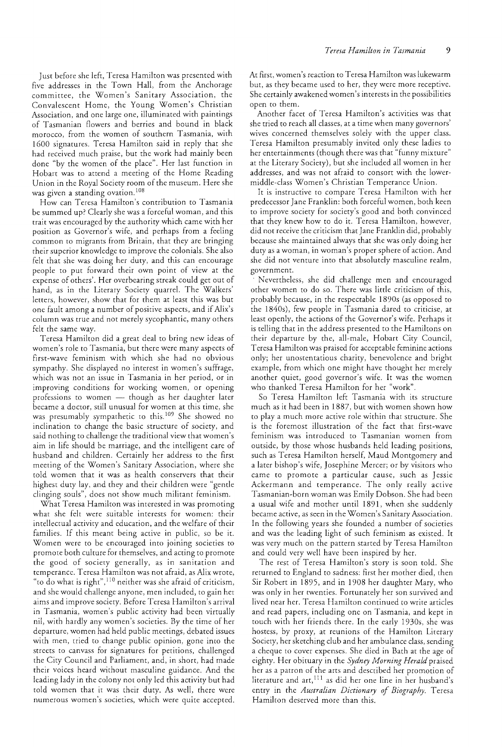Just before she left, Teresa Hamilton was presented with five addresses in the Town Hall, from the Anchorage committee, the Women's Sanitary Association, the Convalescent Home, the Young Women's Christian Association, and one large one, illuminated with paintings of Tasmanian flowers and berries and bound in black morocco, from the women of southern Tasmania, with 1600 signatures. Teresa Hamilton said in reply that she had received much praise, but the work had mainly been done "by the women of the place". Her last function in Hobart was to attend a meeting of the Home Reading Union in the Royal Society room of the museum. Here she was given a standing ovation.[108]

How can Teresa Hamilton's contribution to Tasmania be summed up? Clearly she was a forceful woman, and this trait was encouraged by the authority which came with her position as Governor's wife, and perhaps from a feeling common to migrants from Britain, that they are bringing their superior knowledge to improve the colonials. She also felt that she was doing her duty, and this can encourage people to put forward their own point of view at the expense of others'. Her overbearing streak could get out of hand, as in the Literary Society quarrel. The Walkers' letters, however, show that for them at least this was but one fault among a number of positive aspects, and if Alix's column was true and not merely sycophantic, many others felt the same way.

Teresa Hamilton did a great deal to bring new ideas of women's role to Tasmania, but there were many aspects of first-wave feminism with which she had no obvious sympathy. She displayed no interest in women's suffrage, which was not an issue in Tasmania in her period, or in improving conditions for working women, or opening professions to women — though as her daughter later became a doctor, still unusual for women at this time, she was presumably sympathetic to this.[109] She showed no inclination to change the basic structure of society, and said nothing to challenge the traditional view that women's aim in life should be marriage, and the intelligent care of husband and children. Certainly her address to the first meeting of the Women's Sanitary Association, where she told women that it was as health conservers that their highest duty lay, and they and their children were "gentle clinging souls", does not show much militant feminism.

What Teresa Hamilton was interested in was promoting what she felt were suitable interests for women: their intellectual activity and education, and the welfare of their families. If this meant being active in public, so be it. Women were to be encouraged into joining societies to promote both culture for themselves, and acting to promote the good of society generally, as in sanitation and temperance. Teresa Hamilton was not afraid, as Alix wrote, "to do what is right",[110] neither was she afraid of criticism, and she would challenge anyone, men included, to gain her aims and improve society. Before Teresa Hamilton's arrival in Tasmania, women's public activity had been virtually nil, with hardly any women's societies. By the time of her departure, women had held public meetings, debated issues with men, tried to change public opinion, gone into the streets to canvass for signatures for petitions, challenged the City Council and Parliament, and, in short, had made their voices heard without masculine guidance. And the leading lady in the colony not only led this activity but had told women that it was their duty. As well, there were numerous women's societies, which were quite accepted. At first, women's reaction to Teresa Hamilton was lukewarm but, as they became used to her, they were more receptive. She certainly awakened women's interests in the possibilities open to them.

Another facet of Teresa Hamilton's activities was that she tried to reach all classes, at a time when many governors' wives concerned themselves solely with the upper class. Teresa Hamilton presumably invited only these ladies to her entertainments (though there was that "funny mixture" at the Literary Society), but she included all women in her addresses, and was not afraid to consort with the lower-middle-class Women's Christian Temperance Union.

It is instructive to compare Teresa Hamilton with her predecessor Jane Franklin: both forceful women, both keen to improve society for society's good and both convinced that they knew how to do it. Teresa Hamilton, however, did not receive the criticism that Jane Franklin did, probably because she maintained always that she was only doing her duty as a woman, in woman's proper sphere of action. And she did not venture into that absolutely masculine realm, government.

Nevertheless, she did challenge men and encouraged other women to do so. There was little criticism of this, probably because, in the respectable 1890s (as opposed to the 1840s), few people in Tasmania dared to criticise, at least openly, the actions of the Governor's wife. Perhaps it is telling that in the address presented to the Hamiltons on their departure by the, all-male, Hobart City Council, Teresa Hamilton was praised for acceptable feminine actions only; her unostentatious charity, benevolence and bright example, from which one might have thought her merely another quiet, good governor's wife. It was the women who thanked Teresa Hamilton for her "work".

So Teresa Hamilton left Tasmania with its structure much as it had been in 1887, but with women shown how to play a much more active role within that structure. She is the foremost illustration of the fact that first-wave feminism was introduced to Tasmanian women from outside, by those whose husbands held leading positions, such as Teresa Hamilton herself, Maud Montgomery and a later bishop's wife, Josephine Mercer; or by visitors who came to promote a particular cause, such as Jessie Ackermann and temperance. The only really active Tasmanian-born woman was Emily Dobson. She had been a usual wife and mother until 1891, when she suddenly became active, as seen in the Women's Sanitary Association. In the following years she founded a number of societies and was the leading light of such feminism as existed. It was very much on the pattern started by Teresa Hamilton and could very well have been inspired by her.

The rest of Teresa Hamilton's story is soon told. She returned to England to sadness: first her mother died, then Sir Robert in 1895, and in 1908 her daughter Mary, who was only in her twenties. Fortunately her son survived and lived near her. Teresa Hamilton continued to write articles and read papers, including one on Tasmania, and kept in touch with her friends there. In the early 1930s, she was hostess, by proxy, at reunions of the Hamilton Literary Society, her sketching club and her ambulance class, sending a cheque to cover expenses. She died in Bath at the age of eighty. Her obituary in the *Sydney Morning Herald* praised her as a patron of the arts and described her promotion of literature and art,[111] as did her one line in her husband's entry in the *Australian Dictionary of Biography*. Teresa Hamilton deserved more than this.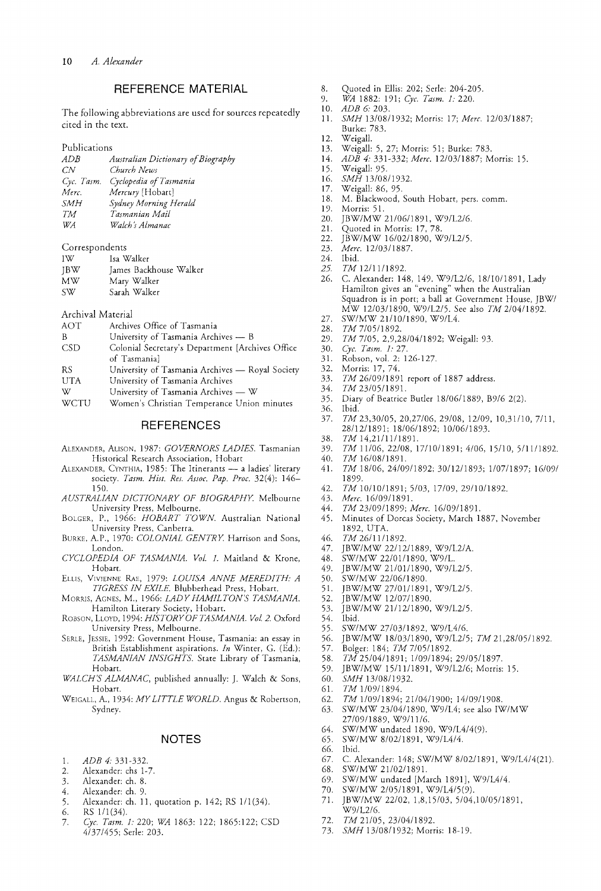## REFERENCE MATERIAL

The following abbreviations are used for sources repeatedly cited in the text.

Publications

| | |
|---|---|
| *ADB* | *Australian Dictionary of Biography* |
| *CN* | *Church News* |
| *Cyc. Tasm.* | *Cyclopedia of Tasmania* |
| *Merc.* | *Mercury* [Hobart] |
| *SMH* | *Sydney Morning Herald* |
| *TM* | *Tasmanian Mail* |
| *WA* | *Walch's Almanac* |

Correspondents

| | |
|---|---|
| IW | Isa Walker |
| JBW | James Backhouse Walker |
| MW | Mary Walker |
| SW | Sarah Walker |

Archival Material

| | |
|---|---|
| AOT | Archives Office of Tasmania |
| B | University of Tasmania Archives — B |
| CSD | Colonial Secretary's Department [Archives Office of Tasmania] |
| RS | University of Tasmania Archives — Royal Society |
| UTA | University of Tasmania Archives |
| W | University of Tasmania Archives — W |
| WCTU | Women's Christian Temperance Union minutes |

## REFERENCES

ALEXANDER, ALISON, 1987: *GOVERNORS LADIES.* Tasmanian Historical Research Association, Hobart

ALEXANDER, CYNTHIA, 1985: The Itinerants — a ladies' literary society. *Tasm. Hist. Res. Assoc. Pap. Proc.* 32(4): 146–150.

*AUSTRALIAN DICTIONARY OF BIOGRAPHY.* Melbourne University Press, Melbourne.

BOLGER, P., 1966: *HOBART TOWN.* Australian National University Press, Canberra.

BURKE, A.P., 1970: *COLONIAL GENTRY.* Harrison and Sons, London.

*CYCLOPEDIA OF TASMANIA. Vol. 1.* Maitland & Krone, Hobart.

ELLIS, VIVIENNE RAE, 1979: *LOUISA ANNE MEREDITH: A TIGRESS IN EXILE.* Blubberhead Press, Hobart.

MORRIS, AGNES, M., 1966: *LADY HAMILTON'S TASMANIA.* Hamilton Literary Society, Hobart.

ROBSON, LLOYD, 1994: *HISTORY OF TASMANIA. Vol. 2.* Oxford University Press, Melbourne.

SERLE, JESSIE, 1992: Government House, Tasmania: an essay in British Establishment aspirations. *In* Winter, G. (Ed.): *TASMANIAN INSIGHTS.* State Library of Tasmania, Hobart.

*WALCH'S ALMANAC,* published annually: J. Walch & Sons, Hobart.

WEIGALL, A., 1934: *MY LITTLE WORLD.* Angus & Robertson, Sydney.

## NOTES

1. *ADB 4:* 331-332.
2. Alexander: chs 1-7.
3. Alexander: ch. 8.
4. Alexander: ch. 9.
5. Alexander: ch. 11, quotation p. 142; RS 1/1(34).
6. RS 1/1(34).
7. *Cyc. Tasm. 1:* 220; *WA* 1863: 122; 1865:122; CSD 4/37/455; Serle: 203.
8. Quoted in Ellis: 202; Serle: 204-205.
9. *WA* 1882: 191; *Cyc. Tasm. 1:* 220.
10. *ADB 6:* 203.
11. *SMH* 13/08/1932; Morris: 17; *Merc.* 12/03/1887; Burke: 783.
12. Weigall.
13. Weigall: 5, 27; Morris: 51; Burke: 783.
14. *ADB 4:* 331-332; *Merc.* 12/03/1887; Morris: 15.
15. Weigall: 95.
16. *SMH* 13/08/1932.
17. Weigall: 86, 95.
18. M. Blackwood, South Hobart, pers. comm.
19. Morris: 51.
20. JBW/MW 21/06/1891, W9/L2/6.
21. Quoted in Morris: 17, 78.
22. JBW/MW 16/02/1890, W9/L2/5.
23. *Merc.* 12/03/1887.
24. Ibid.
25. *TM* 12/11/1892.
26. C. Alexander: 148, 149. W9/L2/6, 18/10/1891, Lady Hamilton gives an "evening" when the Australian Squadron is in port; a ball at Government House, JBW/MW 12/03/1890, W9/L2/5. See also *TM* 2/04/1892.
27. SW/MW 21/10/1890, W9/L4.
28. *TM* 7/05/1892.
29. *TM* 7/05, 2,9,28/04/1892; Weigall: 93.
30. *Cyc. Tasm. 1:* 27.
31. Robson, vol. 2: 126-127.
32. Morris: 17, 74.
33. *TM* 26/09/1891 report of 1887 address.
34. *TM* 23/05/1891.
35. Diary of Beatrice Butler 18/06/1889, B9/6 2(2).
36. Ibid.
37. *TM* 23,30/05, 20,27/06, 29/08, 12/09, 10,31/10, 7/11, 28/12/1891; 18/06/1892; 10/06/1893.
38. *TM* 14,21/11/1891.
39. *TM* 11/06, 22/08, 17/10/1891; 4/06, 15/10, 5/11/1892.
40. *TM* 16/08/1891.
41. *TM* 18/06, 24/09/1892; 30/12/1893; 1/07/1897; 16/09/1899.
42. *TM* 10/10/1891; 5/03, 17/09, 29/10/1892.
43. *Merc.* 16/09/1891.
44. *TM* 23/09/1899; *Merc.* 16/09/1891.
45. Minutes of Dorcas Society, March 1887, November 1892, UTA.
46. *TM* 26/11/1892.
47. JBW/MW 22/12/1889, W9/L2/A.
48. SW/MW 22/01/1890, W9/L.
49. JBW/MW 21/01/1890, W9/L2/5.
50. SW/MW 22/06/1890.
51. JBW/MW 27/01/1891, W9/L2/5.
52. JBW/MW 12/07/1890.
53. JBW/MW 21/12/1890, W9/L2/5.
54. Ibid.
55. SW/MW 27/03/1892, W9/L4/6.
56. JBW/MW 18/03/1890, W9/L2/5; *TM* 21,28/05/1892.
57. Bolger: 184; *TM* 7/05/1892.
58. *TM* 25/04/1891; 1/09/1894; 29/05/1897.
59. JBW/MW 15/11/1891, W9/L2/6; Morris: 15.
60. *SMH* 13/08/1932.
61. *TM* 1/09/1894.
62. *TM* 1/09/1894; 21/04/1900; 14/09/1908.
63. SW/MW 23/04/1890, W9/L4; see also IW/MW 27/09/1889, W9/11/6.
64. SW/MW undated 1890, W9/L4/4(9).
65. SW/MW 8/02/1891, W9/L4/4.
66. Ibid.
67. C. Alexander: 148; SW/MW 8/02/1891, W9/L4/4(21).
68. SW/MW 21/02/1891.
69. SW/MW undated [March 1891], W9/L4/4.
70. SW/MW 2/05/1891, W9/L4/5(9).
71. JBW/MW 22/02, 1,8,15/03, 5/04,10/05/1891, W9/L2/6.
72. *TM* 21/05, 23/04/1892.
73. *SMH* 13/08/1932; Morris: 18-19.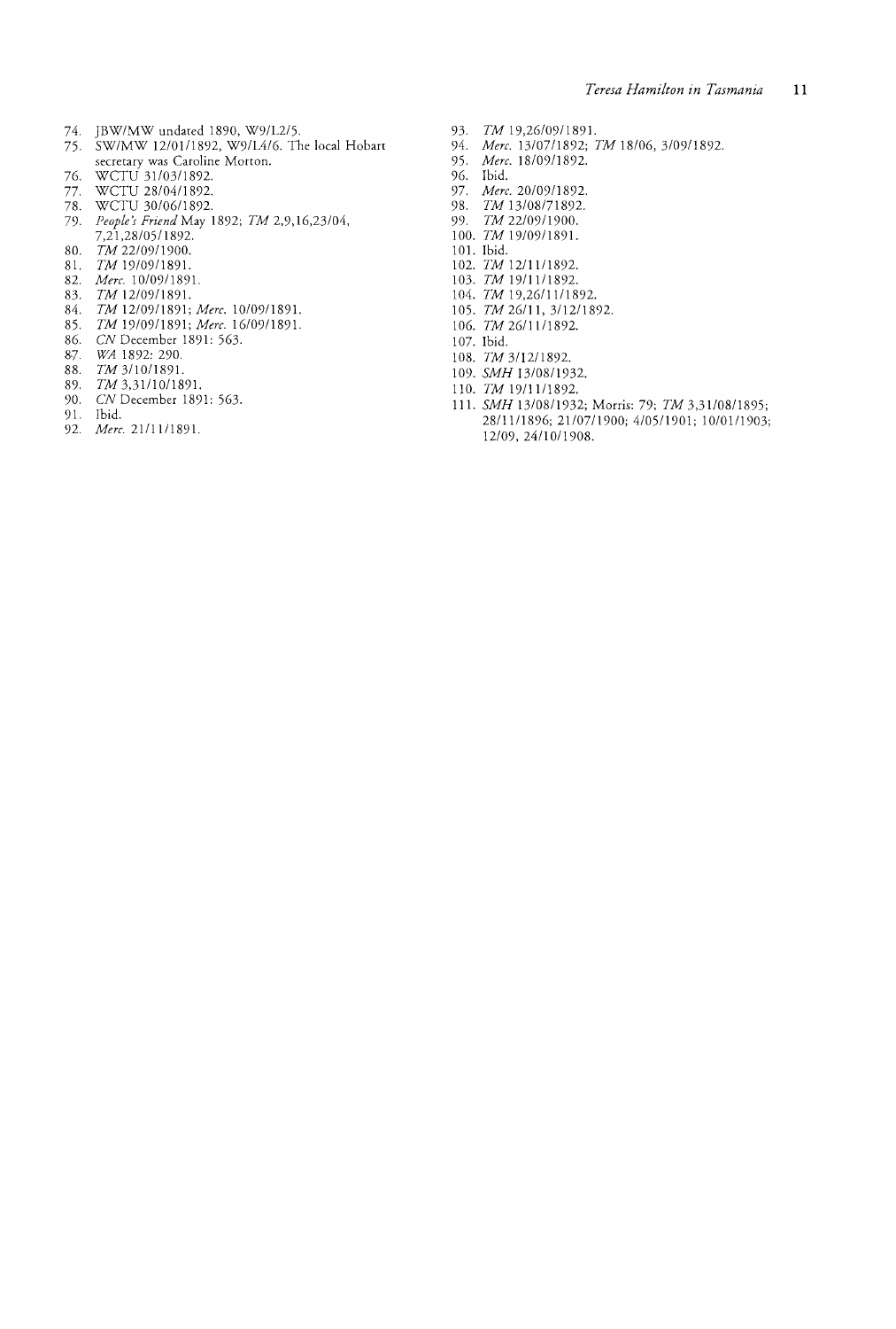74. JBW/MW undated 1890, W9/L2/5.
75. SW/MW 12/01/1892, W9/L4/6. The local Hobart secretary was Caroline Morton.
76. WCTU 31/03/1892.
77. WCTU 28/04/1892.
78. WCTU 30/06/1892.
79. *People's Friend* May 1892; *TM* 2,9,16,23/04, 7,21,28/05/1892.
80. *TM* 22/09/1900.
81. *TM* 19/09/1891.
82. *Merc.* 10/09/1891.
83. *TM* 12/09/1891.
84. *TM* 12/09/1891; *Merc.* 10/09/1891.
85. *TM* 19/09/1891; *Merc.* 16/09/1891.
86. *CN* December 1891: 563.
87. *WA* 1892: 290.
88. *TM* 3/10/1891.
89. *TM* 3,31/10/1891.
90. *CN* December 1891: 563.
91. Ibid.
92. *Merc.* 21/11/1891.
93. *TM* 19,26/09/1891.
94. *Merc.* 13/07/1892; *TM* 18/06, 3/09/1892.
95. *Merc.* 18/09/1892.
96. Ibid.
97. *Merc.* 20/09/1892.
98. *TM* 13/08/71892.
99. *TM* 22/09/1900.
100. *TM* 19/09/1891.
101. Ibid.
102. *TM* 12/11/1892.
103. *TM* 19/11/1892.
104. *TM* 19,26/11/1892.
105. *TM* 26/11, 3/12/1892.
106. *TM* 26/11/1892.
107. Ibid.
108. *TM* 3/12/1892.
109. *SMH* 13/08/1932.
110. *TM* 19/11/1892.
111. *SMH* 13/08/1932; Morris: 79; *TM* 3,31/08/1895; 28/11/1896; 21/07/1900; 4/05/1901; 10/01/1903; 12/09, 24/10/1908.